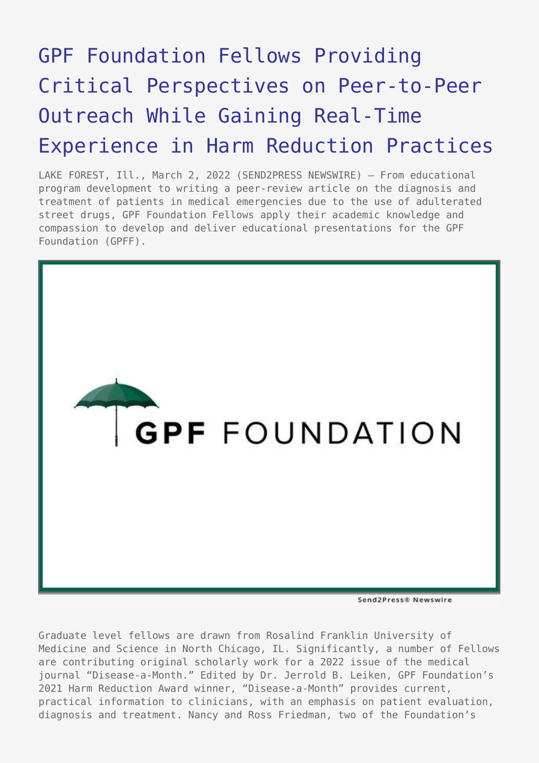# GPF Foundation Fellows Providing Critical Perspectives on Peer-to-Peer Outreach While Gaining Real-Time Experience in Harm Reduction Practices

LAKE FOREST, Ill., March 2, 2022 (SEND2PRESS NEWSWIRE) — From educational program development to writing a peer-review article on the diagnosis and treatment of patients in medical emergencies due to the use of adulterated street drugs, GPF Foundation Fellows apply their academic knowledge and compassion to develop and deliver educational presentations for the GPF Foundation (GPFF).

Graduate level fellows are drawn from Rosalind Franklin University of Medicine and Science in North Chicago, IL. Significantly, a number of Fellows are contributing original scholarly work for a 2022 issue of the medical journal "Disease-a-Month." Edited by Dr. Jerrold B. Leiken, GPF Foundation's 2021 Harm Reduction Award winner, "Disease-a-Month" provides current, practical information to clinicians, with an emphasis on patient evaluation, diagnosis and treatment. Nancy and Ross Friedman, two of the Foundation's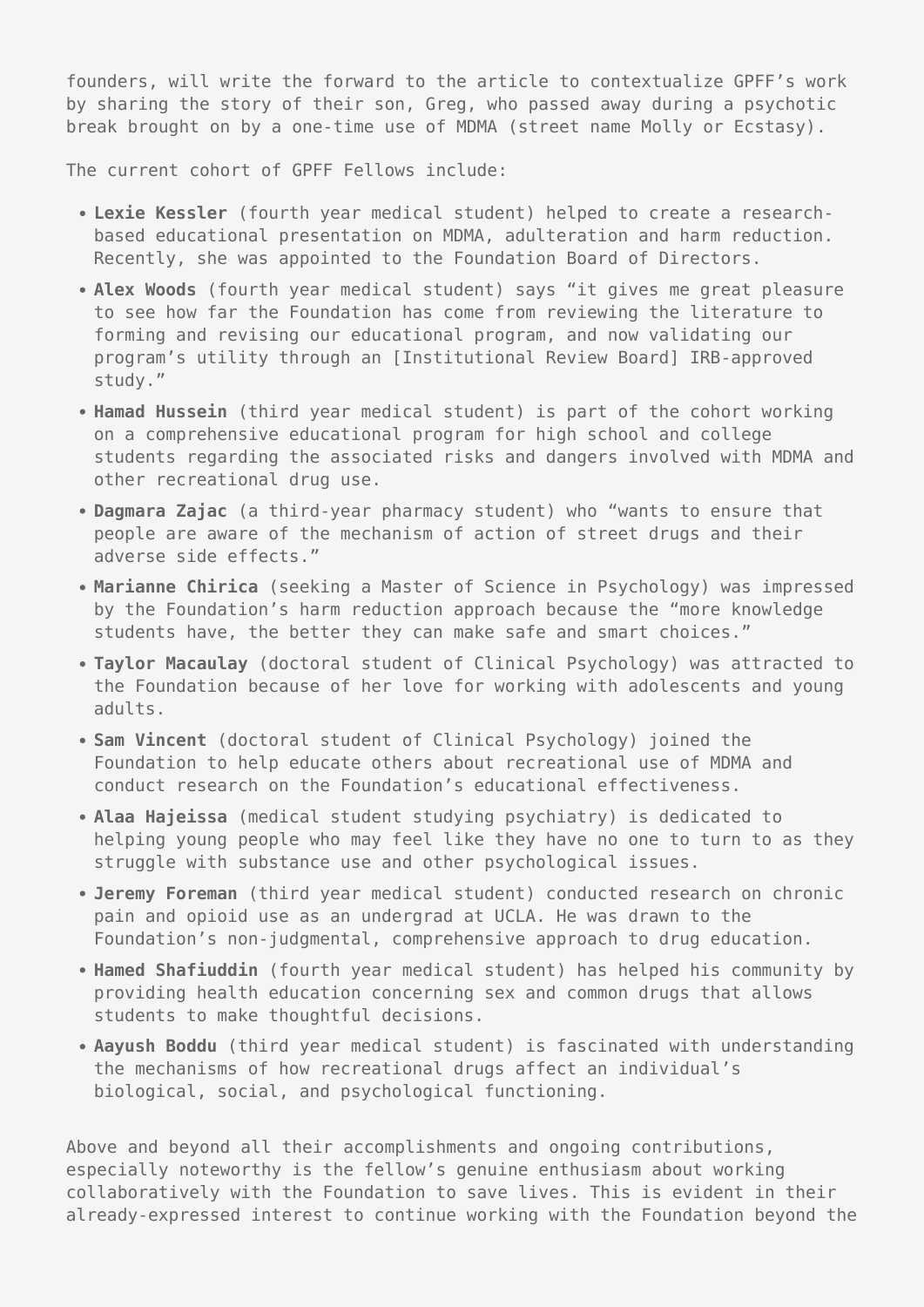founders, will write the forward to the article to contextualize GPFF's work by sharing the story of their son, Greg, who passed away during a psychotic break brought on by a one-time use of MDMA (street name Molly or Ecstasy).

The current cohort of GPFF Fellows include:

- **Lexie Kessler** (fourth year medical student) helped to create a research-based educational presentation on MDMA, adulteration and harm reduction. Recently, she was appointed to the Foundation Board of Directors.
- **Alex Woods** (fourth year medical student) says "it gives me great pleasure to see how far the Foundation has come from reviewing the literature to forming and revising our educational program, and now validating our program's utility through an [Institutional Review Board] IRB-approved study."
- **Hamad Hussein** (third year medical student) is part of the cohort working on a comprehensive educational program for high school and college students regarding the associated risks and dangers involved with MDMA and other recreational drug use.
- **Dagmara Zajac** (a third-year pharmacy student) who "wants to ensure that people are aware of the mechanism of action of street drugs and their adverse side effects."
- **Marianne Chirica** (seeking a Master of Science in Psychology) was impressed by the Foundation's harm reduction approach because the "more knowledge students have, the better they can make safe and smart choices."
- **Taylor Macaulay** (doctoral student of Clinical Psychology) was attracted to the Foundation because of her love for working with adolescents and young adults.
- **Sam Vincent** (doctoral student of Clinical Psychology) joined the Foundation to help educate others about recreational use of MDMA and conduct research on the Foundation's educational effectiveness.
- **Alaa Hajeissa** (medical student studying psychiatry) is dedicated to helping young people who may feel like they have no one to turn to as they struggle with substance use and other psychological issues.
- **Jeremy Foreman** (third year medical student) conducted research on chronic pain and opioid use as an undergrad at UCLA. He was drawn to the Foundation's non-judgmental, comprehensive approach to drug education.
- **Hamed Shafiuddin** (fourth year medical student) has helped his community by providing health education concerning sex and common drugs that allows students to make thoughtful decisions.
- **Aayush Boddu** (third year medical student) is fascinated with understanding the mechanisms of how recreational drugs affect an individual's biological, social, and psychological functioning.

Above and beyond all their accomplishments and ongoing contributions, especially noteworthy is the fellow's genuine enthusiasm about working collaboratively with the Foundation to save lives. This is evident in their already-expressed interest to continue working with the Foundation beyond the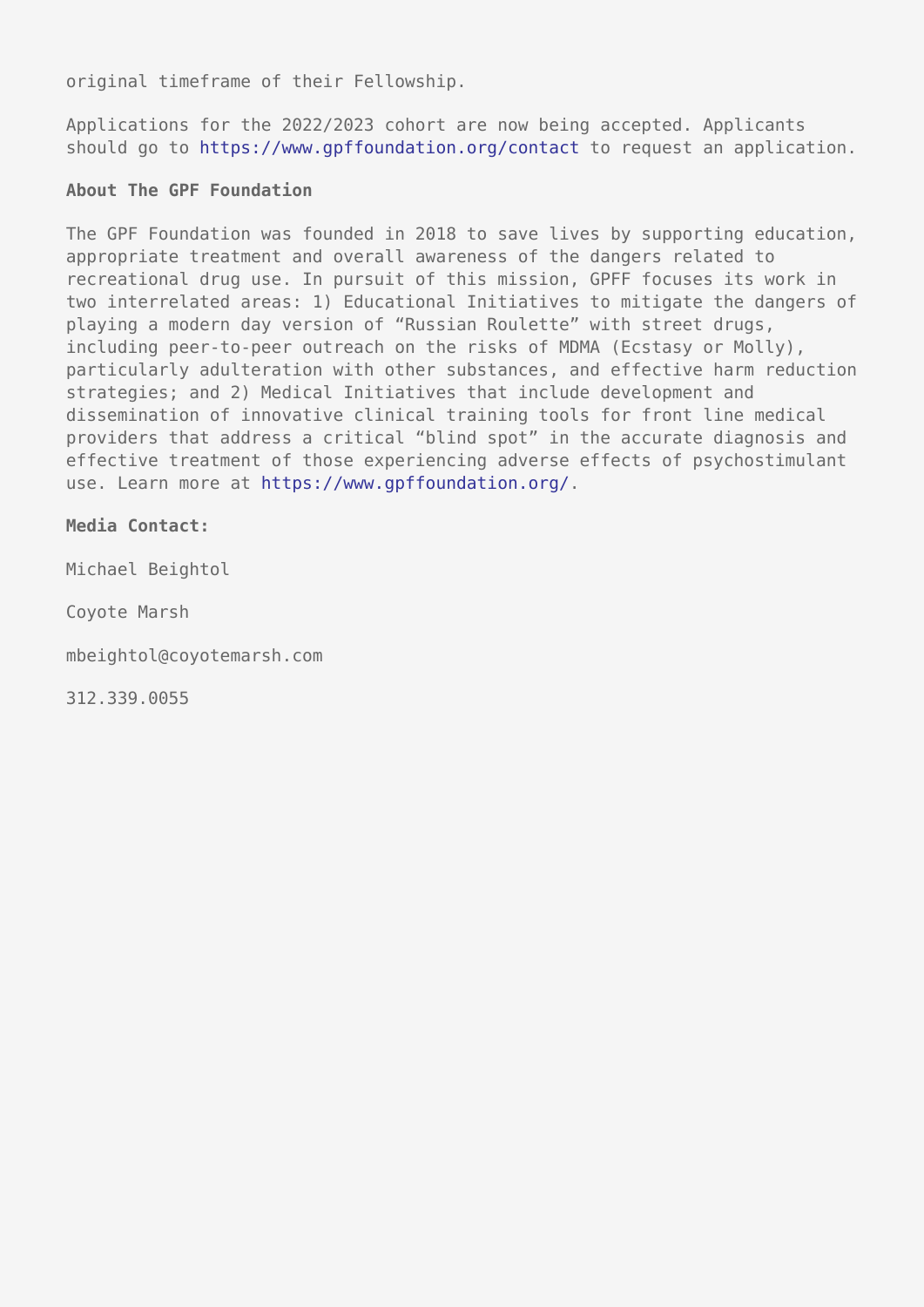original timeframe of their Fellowship.

Applications for the 2022/2023 cohort are now being accepted. Applicants should go to https://www.gpffoundation.org/contact to request an application.

**About The GPF Foundation**

The GPF Foundation was founded in 2018 to save lives by supporting education, appropriate treatment and overall awareness of the dangers related to recreational drug use. In pursuit of this mission, GPFF focuses its work in two interrelated areas: 1) Educational Initiatives to mitigate the dangers of playing a modern day version of "Russian Roulette" with street drugs, including peer-to-peer outreach on the risks of MDMA (Ecstasy or Molly), particularly adulteration with other substances, and effective harm reduction strategies; and 2) Medical Initiatives that include development and dissemination of innovative clinical training tools for front line medical providers that address a critical "blind spot" in the accurate diagnosis and effective treatment of those experiencing adverse effects of psychostimulant use. Learn more at https://www.gpffoundation.org/.

**Media Contact:**

Michael Beightol

Coyote Marsh

mbeightol@coyotemarsh.com

312.339.0055